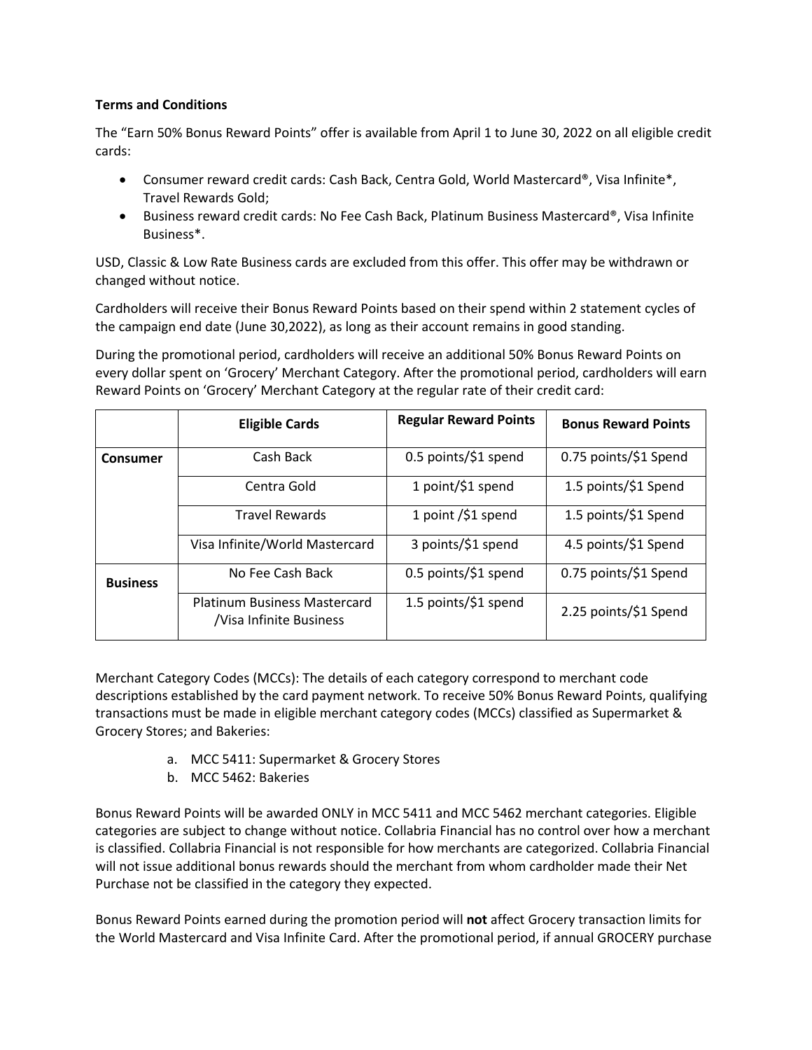**Terms and Conditions**

The "Earn 50% Bonus Reward Points" offer is available from April 1 to June 30, 2022 on all eligible credit cards:

- Consumer reward credit cards: Cash Back, Centra Gold, World Mastercard®, Visa Infinite*, Travel Rewards Gold;
- Business reward credit cards: No Fee Cash Back, Platinum Business Mastercard®, Visa Infinite Business*.

USD, Classic & Low Rate Business cards are excluded from this offer. This offer may be withdrawn or changed without notice.

Cardholders will receive their Bonus Reward Points based on their spend within 2 statement cycles of the campaign end date (June 30,2022), as long as their account remains in good standing.

During the promotional period, cardholders will receive an additional 50% Bonus Reward Points on every dollar spent on 'Grocery' Merchant Category. After the promotional period, cardholders will earn Reward Points on 'Grocery' Merchant Category at the regular rate of their credit card:

| | Eligible Cards | Regular Reward Points | Bonus Reward Points |
|---|---|---|---|
| **Consumer** | Cash Back | 0.5 points/$1 spend | 0.75 points/$1 Spend |
| | Centra Gold | 1 point/$1 spend | 1.5 points/$1 Spend |
| | Travel Rewards | 1 point /$1 spend | 1.5 points/$1 Spend |
| | Visa Infinite/World Mastercard | 3 points/$1 spend | 4.5 points/$1 Spend |
| **Business** | No Fee Cash Back | 0.5 points/$1 spend | 0.75 points/$1 Spend |
| | Platinum Business Mastercard /Visa Infinite Business | 1.5 points/$1 spend | 2.25 points/$1 Spend |

Merchant Category Codes (MCCs): The details of each category correspond to merchant code descriptions established by the card payment network. To receive 50% Bonus Reward Points, qualifying transactions must be made in eligible merchant category codes (MCCs) classified as Supermarket & Grocery Stores; and Bakeries:

a. MCC 5411: Supermarket & Grocery Stores
b. MCC 5462: Bakeries

Bonus Reward Points will be awarded ONLY in MCC 5411 and MCC 5462 merchant categories. Eligible categories are subject to change without notice. Collabria Financial has no control over how a merchant is classified. Collabria Financial is not responsible for how merchants are categorized. Collabria Financial will not issue additional bonus rewards should the merchant from whom cardholder made their Net Purchase not be classified in the category they expected.

Bonus Reward Points earned during the promotion period will **not** affect Grocery transaction limits for the World Mastercard and Visa Infinite Card. After the promotional period, if annual GROCERY purchase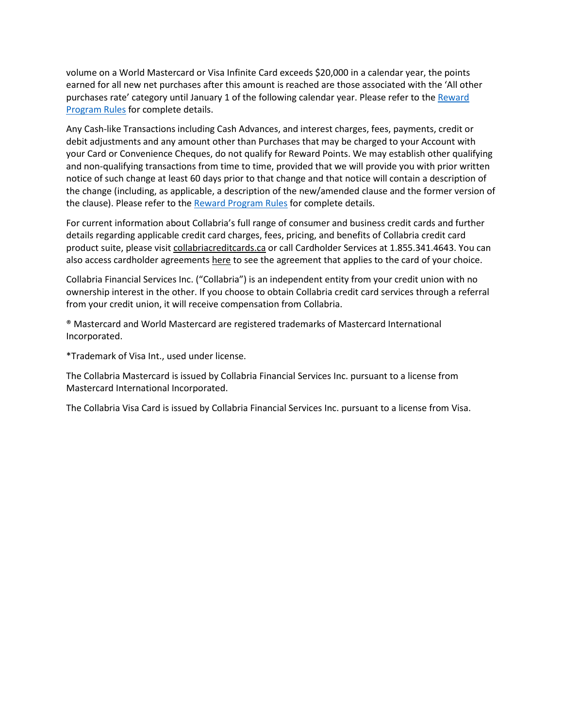volume on a World Mastercard or Visa Infinite Card exceeds $20,000 in a calendar year, the points earned for all new net purchases after this amount is reached are those associated with the 'All other purchases rate' category until January 1 of the following calendar year. Please refer to the Reward Program Rules for complete details.

Any Cash-like Transactions including Cash Advances, and interest charges, fees, payments, credit or debit adjustments and any amount other than Purchases that may be charged to your Account with your Card or Convenience Cheques, do not qualify for Reward Points. We may establish other qualifying and non-qualifying transactions from time to time, provided that we will provide you with prior written notice of such change at least 60 days prior to that change and that notice will contain a description of the change (including, as applicable, a description of the new/amended clause and the former version of the clause). Please refer to the Reward Program Rules for complete details.

For current information about Collabria's full range of consumer and business credit cards and further details regarding applicable credit card charges, fees, pricing, and benefits of Collabria credit card product suite, please visit collabriacreditcards.ca or call Cardholder Services at 1.855.341.4643. You can also access cardholder agreements here to see the agreement that applies to the card of your choice.

Collabria Financial Services Inc. ("Collabria") is an independent entity from your credit union with no ownership interest in the other. If you choose to obtain Collabria credit card services through a referral from your credit union, it will receive compensation from Collabria.

® Mastercard and World Mastercard are registered trademarks of Mastercard International Incorporated.

*Trademark of Visa Int., used under license.

The Collabria Mastercard is issued by Collabria Financial Services Inc. pursuant to a license from Mastercard International Incorporated.

The Collabria Visa Card is issued by Collabria Financial Services Inc. pursuant to a license from Visa.